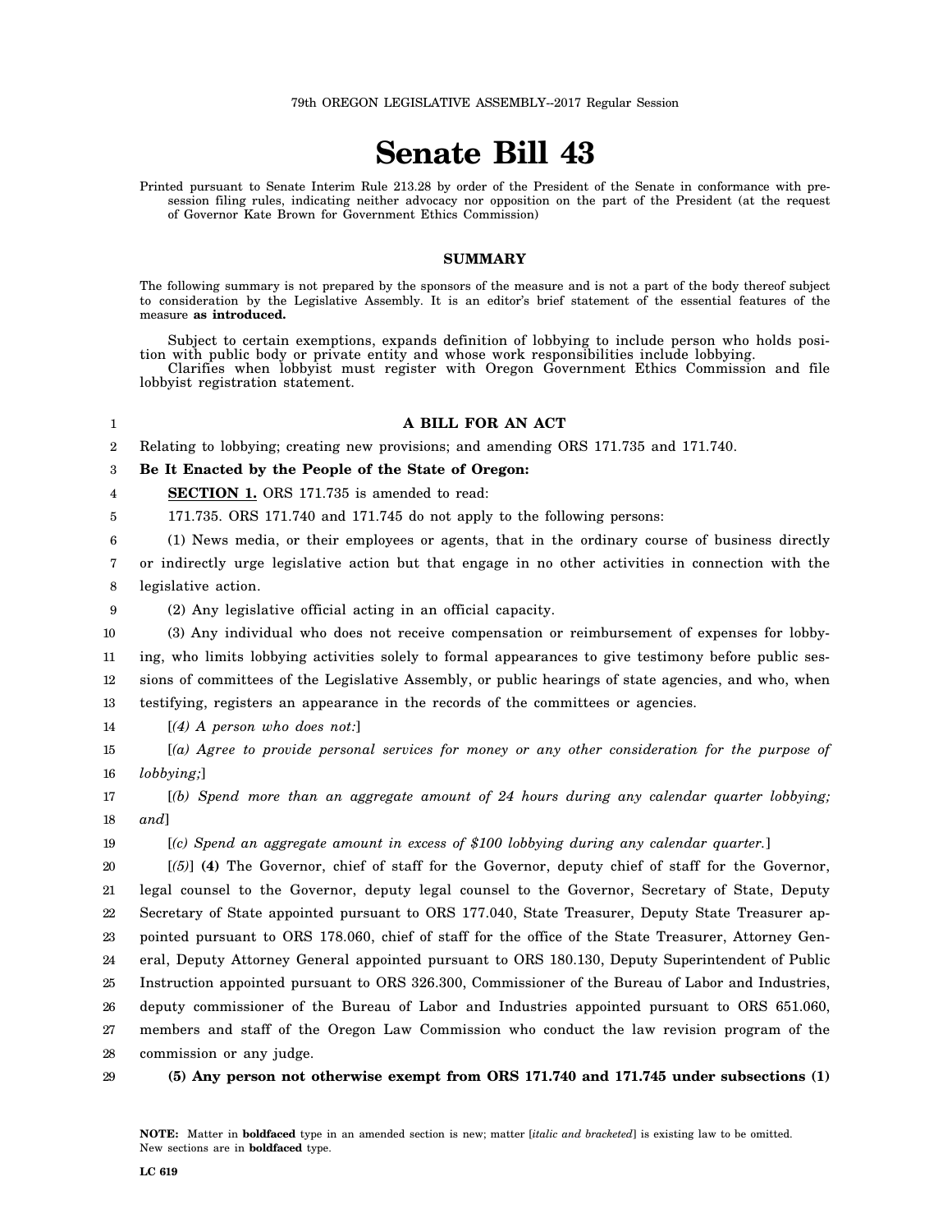79th OREGON LEGISLATIVE ASSEMBLY--2017 Regular Session

# Senate Bill 43

Printed pursuant to Senate Interim Rule 213.28 by order of the President of the Senate in conformance with presession filing rules, indicating neither advocacy nor opposition on the part of the President (at the request of Governor Kate Brown for Government Ethics Commission)

## SUMMARY

The following summary is not prepared by the sponsors of the measure and is not a part of the body thereof subject to consideration by the Legislative Assembly. It is an editor's brief statement of the essential features of the measure **as introduced.**

Subject to certain exemptions, expands definition of lobbying to include person who holds position with public body or private entity and whose work responsibilities include lobbying.
Clarifies when lobbyist must register with Oregon Government Ethics Commission and file lobbyist registration statement.

**A BILL FOR AN ACT**

Relating to lobbying; creating new provisions; and amending ORS 171.735 and 171.740.

**Be It Enacted by the People of the State of Oregon:**

**SECTION 1.** ORS 171.735 is amended to read:

171.735. ORS 171.740 and 171.745 do not apply to the following persons:

(1) News media, or their employees or agents, that in the ordinary course of business directly or indirectly urge legislative action but that engage in no other activities in connection with the legislative action.

(2) Any legislative official acting in an official capacity.

(3) Any individual who does not receive compensation or reimbursement of expenses for lobbying, who limits lobbying activities solely to formal appearances to give testimony before public sessions of committees of the Legislative Assembly, or public hearings of state agencies, and who, when testifying, registers an appearance in the records of the committees or agencies.

[*(4) A person who does not:*]

[*(a) Agree to provide personal services for money or any other consideration for the purpose of lobbying;*]

[*(b) Spend more than an aggregate amount of 24 hours during any calendar quarter lobbying; and*]

[*(c) Spend an aggregate amount in excess of $100 lobbying during any calendar quarter.*]

[*(5)*] **(4)** The Governor, chief of staff for the Governor, deputy chief of staff for the Governor, legal counsel to the Governor, deputy legal counsel to the Governor, Secretary of State, Deputy Secretary of State appointed pursuant to ORS 177.040, State Treasurer, Deputy State Treasurer appointed pursuant to ORS 178.060, chief of staff for the office of the State Treasurer, Attorney General, Deputy Attorney General appointed pursuant to ORS 180.130, Deputy Superintendent of Public Instruction appointed pursuant to ORS 326.300, Commissioner of the Bureau of Labor and Industries, deputy commissioner of the Bureau of Labor and Industries appointed pursuant to ORS 651.060, members and staff of the Oregon Law Commission who conduct the law revision program of the commission or any judge.

**(5) Any person not otherwise exempt from ORS 171.740 and 171.745 under subsections (1)**

**NOTE:** Matter in **boldfaced** type in an amended section is new; matter [*italic and bracketed*] is existing law to be omitted. New sections are in **boldfaced** type.

LC 619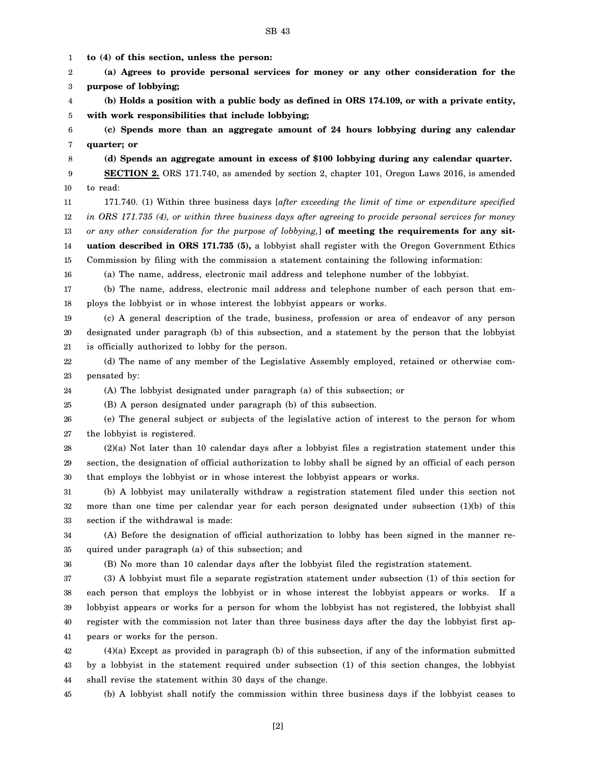**to (4) of this section, unless the person:**

**(a) Agrees to provide personal services for money or any other consideration for the purpose of lobbying;**

**(b) Holds a position with a public body as defined in ORS 174.109, or with a private entity, with work responsibilities that include lobbying;**

**(c) Spends more than an aggregate amount of 24 hours lobbying during any calendar quarter; or**

**(d) Spends an aggregate amount in excess of $100 lobbying during any calendar quarter.**

**SECTION 2.** ORS 171.740, as amended by section 2, chapter 101, Oregon Laws 2016, is amended to read:

171.740. (1) Within three business days [*after exceeding the limit of time or expenditure specified in ORS 171.735 (4), or within three business days after agreeing to provide personal services for money or any other consideration for the purpose of lobbying,*] **of meeting the requirements for any situation described in ORS 171.735 (5),** a lobbyist shall register with the Oregon Government Ethics Commission by filing with the commission a statement containing the following information:

(a) The name, address, electronic mail address and telephone number of the lobbyist.

(b) The name, address, electronic mail address and telephone number of each person that employs the lobbyist or in whose interest the lobbyist appears or works.

(c) A general description of the trade, business, profession or area of endeavor of any person designated under paragraph (b) of this subsection, and a statement by the person that the lobbyist is officially authorized to lobby for the person.

(d) The name of any member of the Legislative Assembly employed, retained or otherwise compensated by:

(A) The lobbyist designated under paragraph (a) of this subsection; or

(B) A person designated under paragraph (b) of this subsection.

(e) The general subject or subjects of the legislative action of interest to the person for whom the lobbyist is registered.

(2)(a) Not later than 10 calendar days after a lobbyist files a registration statement under this section, the designation of official authorization to lobby shall be signed by an official of each person that employs the lobbyist or in whose interest the lobbyist appears or works.

(b) A lobbyist may unilaterally withdraw a registration statement filed under this section not more than one time per calendar year for each person designated under subsection (1)(b) of this section if the withdrawal is made:

(A) Before the designation of official authorization to lobby has been signed in the manner required under paragraph (a) of this subsection; and

(B) No more than 10 calendar days after the lobbyist filed the registration statement.

(3) A lobbyist must file a separate registration statement under subsection (1) of this section for each person that employs the lobbyist or in whose interest the lobbyist appears or works. If a lobbyist appears or works for a person for whom the lobbyist has not registered, the lobbyist shall register with the commission not later than three business days after the day the lobbyist first appears or works for the person.

(4)(a) Except as provided in paragraph (b) of this subsection, if any of the information submitted by a lobbyist in the statement required under subsection (1) of this section changes, the lobbyist shall revise the statement within 30 days of the change.

(b) A lobbyist shall notify the commission within three business days if the lobbyist ceases to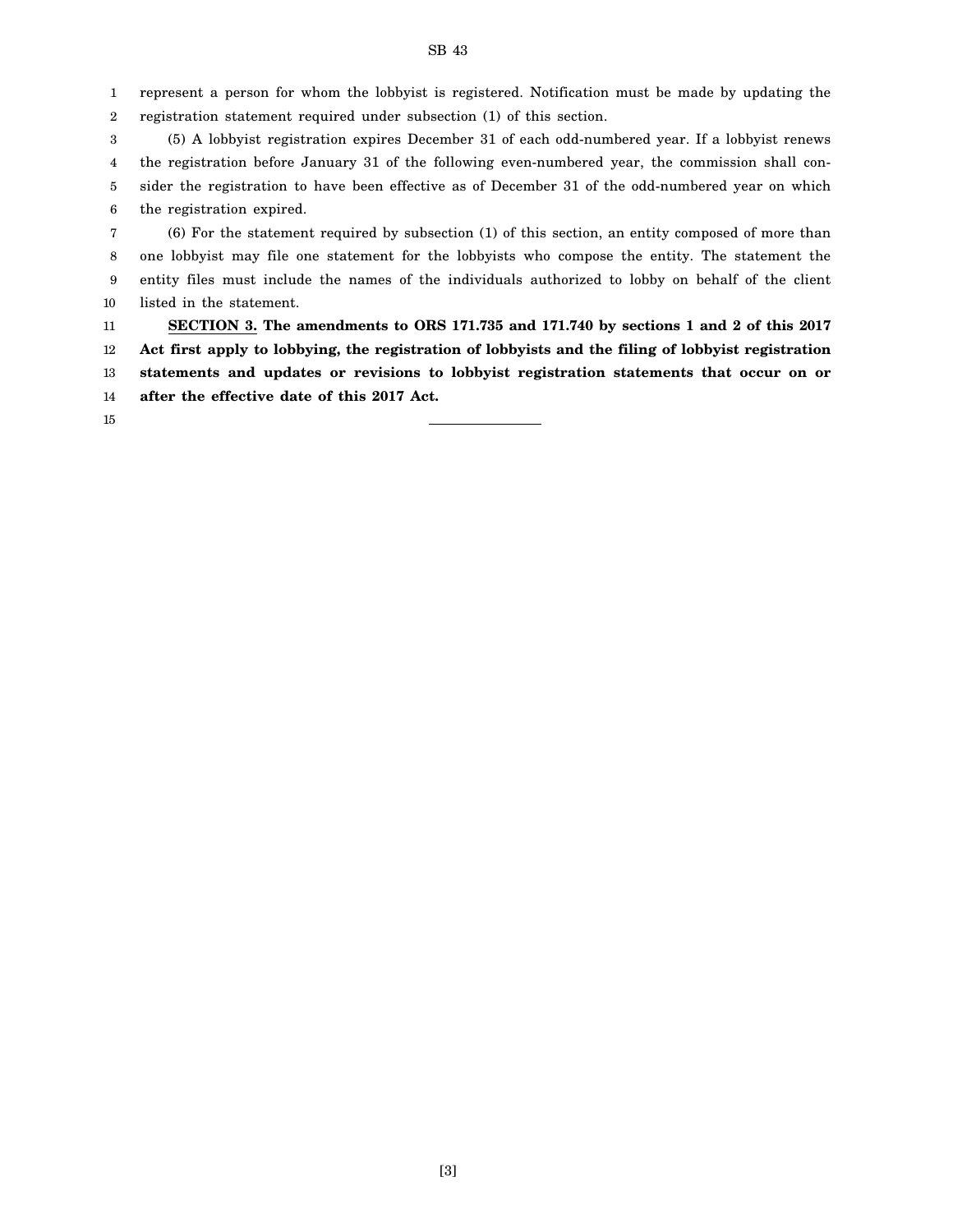represent a person for whom the lobbyist is registered. Notification must be made by updating the registration statement required under subsection (1) of this section.

(5) A lobbyist registration expires December 31 of each odd-numbered year. If a lobbyist renews the registration before January 31 of the following even-numbered year, the commission shall consider the registration to have been effective as of December 31 of the odd-numbered year on which the registration expired.

(6) For the statement required by subsection (1) of this section, an entity composed of more than one lobbyist may file one statement for the lobbyists who compose the entity. The statement the entity files must include the names of the individuals authorized to lobby on behalf of the client listed in the statement.

**SECTION 3. The amendments to ORS 171.735 and 171.740 by sections 1 and 2 of this 2017 Act first apply to lobbying, the registration of lobbyists and the filing of lobbyist registration statements and updates or revisions to lobbyist registration statements that occur on or after the effective date of this 2017 Act.**